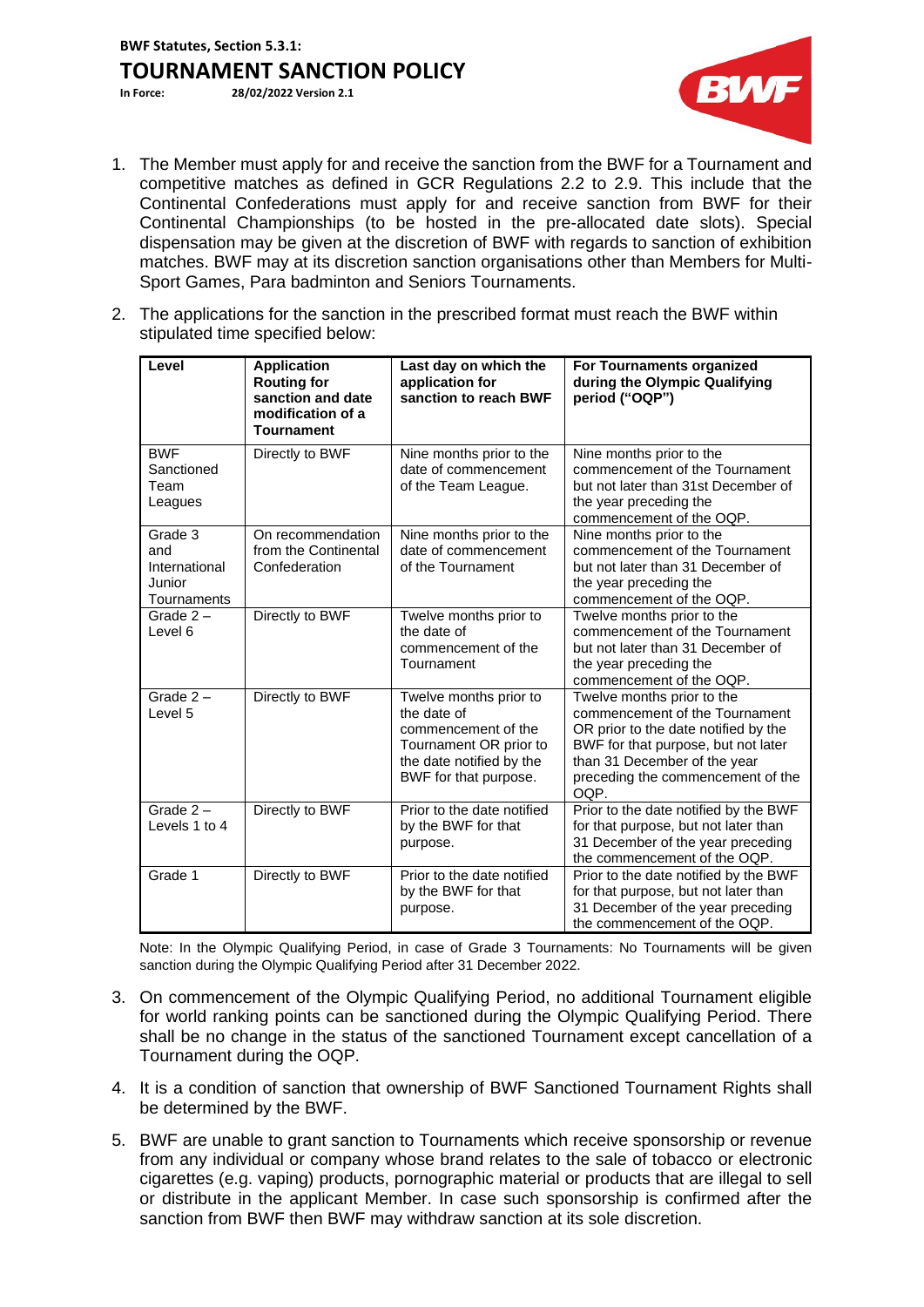**BWF Statutes, Section 5.3.1:**

# TOURNAMENT SANCTION POLICY

**In Force:** **28/02/2022 Version 2.1**

1. The Member must apply for and receive the sanction from the BWF for a Tournament and competitive matches as defined in GCR Regulations 2.2 to 2.9. This include that the Continental Confederations must apply for and receive sanction from BWF for their Continental Championships (to be hosted in the pre-allocated date slots). Special dispensation may be given at the discretion of BWF with regards to sanction of exhibition matches. BWF may at its discretion sanction organisations other than Members for Multi-Sport Games, Para badminton and Seniors Tournaments.

2. The applications for the sanction in the prescribed format must reach the BWF within stipulated time specified below:

| Level | Application Routing for sanction and date modification of a Tournament | Last day on which the application for sanction to reach BWF | For Tournaments organized during the Olympic Qualifying period ("OQP") |
|---|---|---|---|
| BWF Sanctioned Team Leagues | Directly to BWF | Nine months prior to the date of commencement of the Team League. | Nine months prior to the commencement of the Tournament but not later than 31st December of the year preceding the commencement of the OQP. |
| Grade 3 and International Junior Tournaments | On recommendation from the Continental Confederation | Nine months prior to the date of commencement of the Tournament | Nine months prior to the commencement of the Tournament but not later than 31 December of the year preceding the commencement of the OQP. |
| Grade 2 – Level 6 | Directly to BWF | Twelve months prior to the date of commencement of the Tournament | Twelve months prior to the commencement of the Tournament but not later than 31 December of the year preceding the commencement of the OQP. |
| Grade 2 – Level 5 | Directly to BWF | Twelve months prior to the date of commencement of the Tournament OR prior to the date notified by the BWF for that purpose. | Twelve months prior to the commencement of the Tournament OR prior to the date notified by the BWF for that purpose, but not later than 31 December of the year preceding the commencement of the OQP. |
| Grade 2 – Levels 1 to 4 | Directly to BWF | Prior to the date notified by the BWF for that purpose. | Prior to the date notified by the BWF for that purpose, but not later than 31 December of the year preceding the commencement of the OQP. |
| Grade 1 | Directly to BWF | Prior to the date notified by the BWF for that purpose. | Prior to the date notified by the BWF for that purpose, but not later than 31 December of the year preceding the commencement of the OQP. |

Note: In the Olympic Qualifying Period, in case of Grade 3 Tournaments: No Tournaments will be given sanction during the Olympic Qualifying Period after 31 December 2022.

3. On commencement of the Olympic Qualifying Period, no additional Tournament eligible for world ranking points can be sanctioned during the Olympic Qualifying Period. There shall be no change in the status of the sanctioned Tournament except cancellation of a Tournament during the OQP.

4. It is a condition of sanction that ownership of BWF Sanctioned Tournament Rights shall be determined by the BWF.

5. BWF are unable to grant sanction to Tournaments which receive sponsorship or revenue from any individual or company whose brand relates to the sale of tobacco or electronic cigarettes (e.g. vaping) products, pornographic material or products that are illegal to sell or distribute in the applicant Member. In case such sponsorship is confirmed after the sanction from BWF then BWF may withdraw sanction at its sole discretion.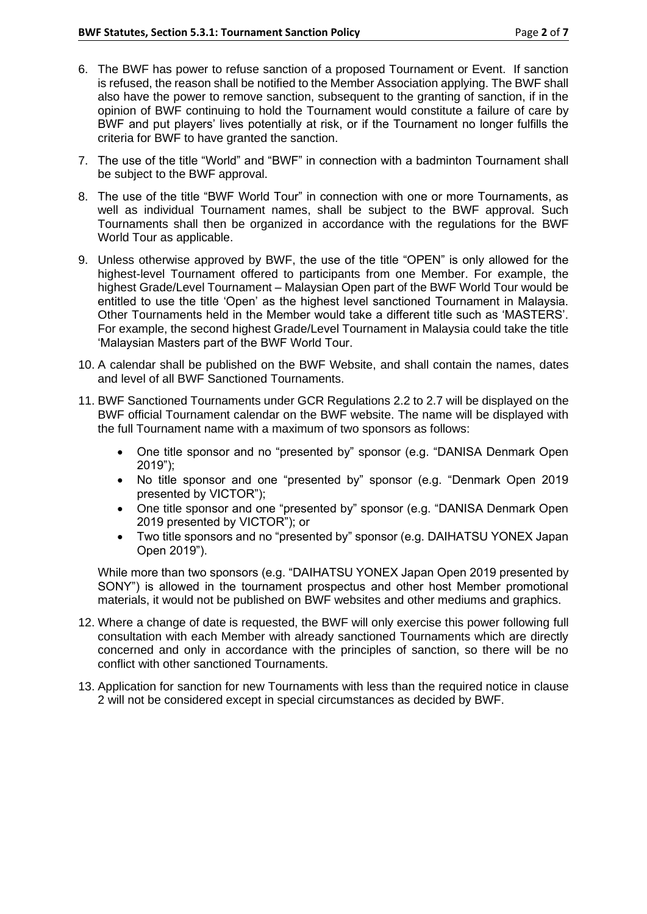6. The BWF has power to refuse sanction of a proposed Tournament or Event. If sanction is refused, the reason shall be notified to the Member Association applying. The BWF shall also have the power to remove sanction, subsequent to the granting of sanction, if in the opinion of BWF continuing to hold the Tournament would constitute a failure of care by BWF and put players' lives potentially at risk, or if the Tournament no longer fulfills the criteria for BWF to have granted the sanction.

7. The use of the title "World" and "BWF" in connection with a badminton Tournament shall be subject to the BWF approval.

8. The use of the title "BWF World Tour" in connection with one or more Tournaments, as well as individual Tournament names, shall be subject to the BWF approval. Such Tournaments shall then be organized in accordance with the regulations for the BWF World Tour as applicable.

9. Unless otherwise approved by BWF, the use of the title "OPEN" is only allowed for the highest-level Tournament offered to participants from one Member. For example, the highest Grade/Level Tournament – Malaysian Open part of the BWF World Tour would be entitled to use the title 'Open' as the highest level sanctioned Tournament in Malaysia. Other Tournaments held in the Member would take a different title such as 'MASTERS'. For example, the second highest Grade/Level Tournament in Malaysia could take the title 'Malaysian Masters part of the BWF World Tour.

10. A calendar shall be published on the BWF Website, and shall contain the names, dates and level of all BWF Sanctioned Tournaments.

11. BWF Sanctioned Tournaments under GCR Regulations 2.2 to 2.7 will be displayed on the BWF official Tournament calendar on the BWF website. The name will be displayed with the full Tournament name with a maximum of two sponsors as follows:

    - One title sponsor and no "presented by" sponsor (e.g. "DANISA Denmark Open 2019");
    - No title sponsor and one "presented by" sponsor (e.g. "Denmark Open 2019 presented by VICTOR");
    - One title sponsor and one "presented by" sponsor (e.g. "DANISA Denmark Open 2019 presented by VICTOR"); or
    - Two title sponsors and no "presented by" sponsor (e.g. DAIHATSU YONEX Japan Open 2019").

    While more than two sponsors (e.g. "DAIHATSU YONEX Japan Open 2019 presented by SONY") is allowed in the tournament prospectus and other host Member promotional materials, it would not be published on BWF websites and other mediums and graphics.

12. Where a change of date is requested, the BWF will only exercise this power following full consultation with each Member with already sanctioned Tournaments which are directly concerned and only in accordance with the principles of sanction, so there will be no conflict with other sanctioned Tournaments.

13. Application for sanction for new Tournaments with less than the required notice in clause 2 will not be considered except in special circumstances as decided by BWF.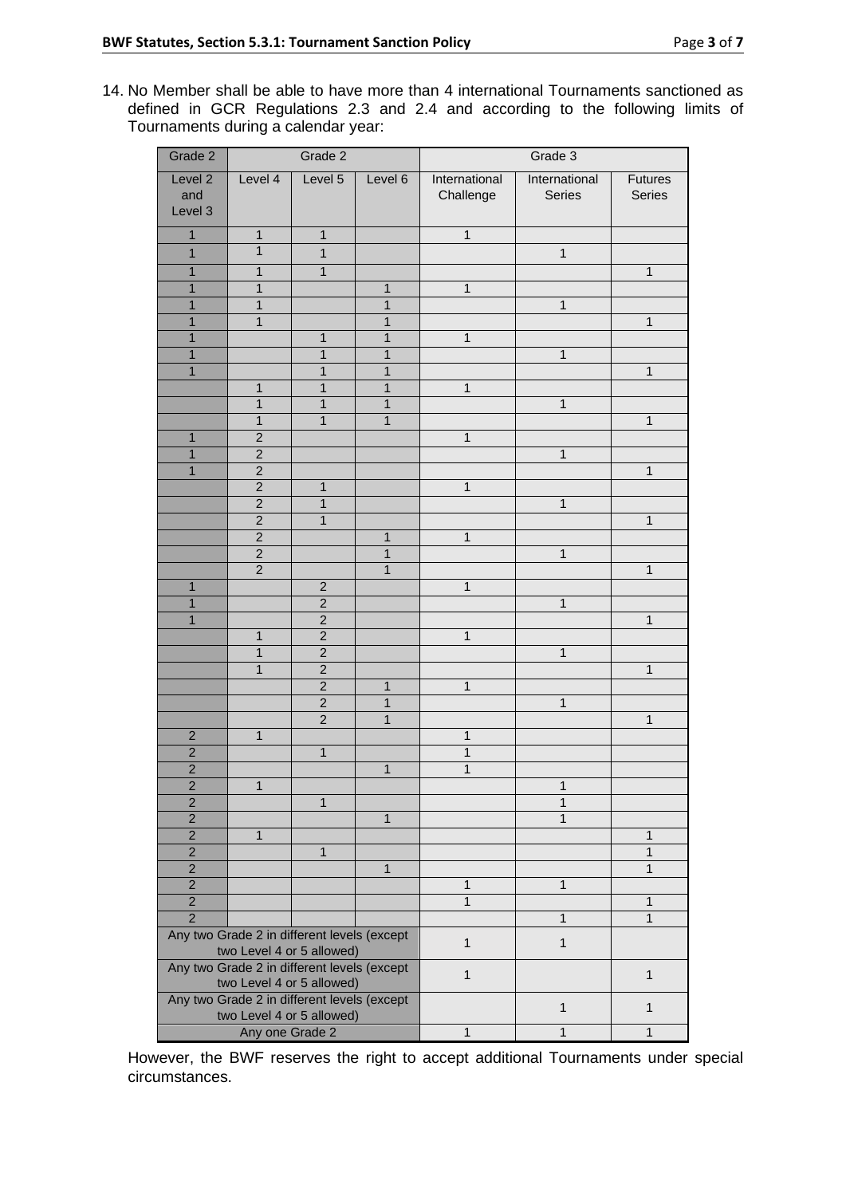14. No Member shall be able to have more than 4 international Tournaments sanctioned as defined in GCR Regulations 2.3 and 2.4 and according to the following limits of Tournaments during a calendar year:

| Grade 2 | Grade 2 | | | Grade 3 | | |
|---|---|---|---|---|---|---|
| Level 2 and Level 3 | Level 4 | Level 5 | Level 6 | International Challenge | International Series | Futures Series |
| 1 | 1 | 1 | | 1 | | |
| 1 | 1 | 1 | | | 1 | |
| 1 | 1 | 1 | | | | 1 |
| 1 | 1 | | 1 | 1 | | |
| 1 | 1 | | 1 | | 1 | |
| 1 | 1 | | 1 | | | 1 |
| 1 | | 1 | 1 | 1 | | |
| 1 | | 1 | 1 | | 1 | |
| 1 | | 1 | 1 | | | 1 |
| | 1 | 1 | 1 | 1 | | |
| | 1 | 1 | 1 | | 1 | |
| | 1 | 1 | 1 | | | 1 |
| 1 | 2 | | | 1 | | |
| 1 | 2 | | | | 1 | |
| 1 | 2 | | | | | 1 |
| | 2 | 1 | | 1 | | |
| | 2 | 1 | | | 1 | |
| | 2 | 1 | | | | 1 |
| | 2 | | 1 | 1 | | |
| | 2 | | 1 | | 1 | |
| | 2 | | 1 | | | 1 |
| 1 | | 2 | | 1 | | |
| 1 | | 2 | | | 1 | |
| 1 | | 2 | | | | 1 |
| | 1 | 2 | | 1 | | |
| | 1 | 2 | | | 1 | |
| | 1 | 2 | | | | 1 |
| | | 2 | 1 | 1 | | |
| | | 2 | 1 | | 1 | |
| | | 2 | 1 | | | 1 |
| 2 | 1 | | | 1 | | |
| 2 | | 1 | | 1 | | |
| 2 | | | 1 | 1 | | |
| 2 | 1 | | | | 1 | |
| 2 | | 1 | | | 1 | |
| 2 | | | 1 | | 1 | |
| 2 | 1 | | | | | 1 |
| 2 | | 1 | | | | 1 |
| 2 | | | 1 | | | 1 |
| 2 | | | | 1 | 1 | |
| 2 | | | | 1 | | 1 |
| 2 | | | | | 1 | 1 |
| Any two Grade 2 in different levels (except two Level 4 or 5 allowed) | | | | 1 | 1 | |
| Any two Grade 2 in different levels (except two Level 4 or 5 allowed) | | | | 1 | | 1 |
| Any two Grade 2 in different levels (except two Level 4 or 5 allowed) | | | | | 1 | 1 |
| Any one Grade 2 | | | | 1 | 1 | 1 |

However, the BWF reserves the right to accept additional Tournaments under special circumstances.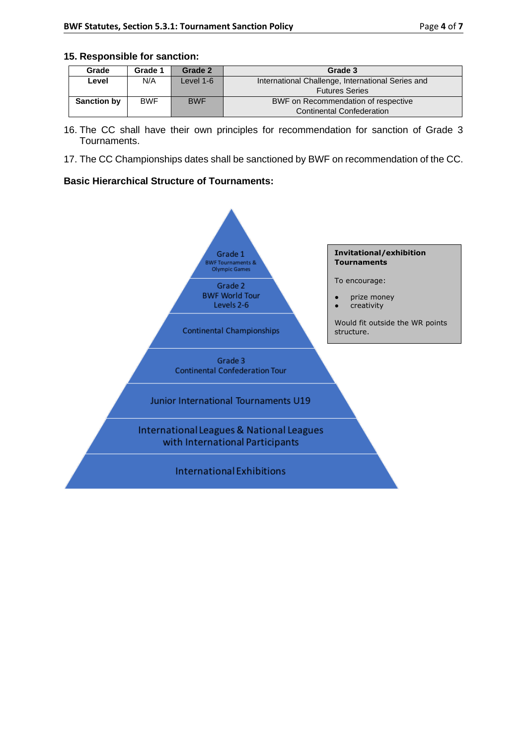## 15. Responsible for sanction:

| Grade | Grade 1 | Grade 2 | Grade 3 |
|---|---|---|---|
| Level | N/A | Level 1-6 | International Challenge, International Series and Futures Series |
| Sanction by | BWF | BWF | BWF on Recommendation of respective Continental Confederation |

16. The CC shall have their own principles for recommendation for sanction of Grade 3 Tournaments.

17. The CC Championships dates shall be sanctioned by BWF on recommendation of the CC.

### Basic Hierarchical Structure of Tournaments:

- Grade 1 – BWF Tournaments & Olympic Games
- Grade 2 – BWF World Tour Levels 2-6
- Continental Championships
- Grade 3 – Continental Confederation Tour
- Junior International Tournaments U19
- International Leagues & National Leagues with International Participants
- International Exhibitions

**Invitational/exhibition Tournaments**

To encourage:

- prize money
- creativity

Would fit outside the WR points structure.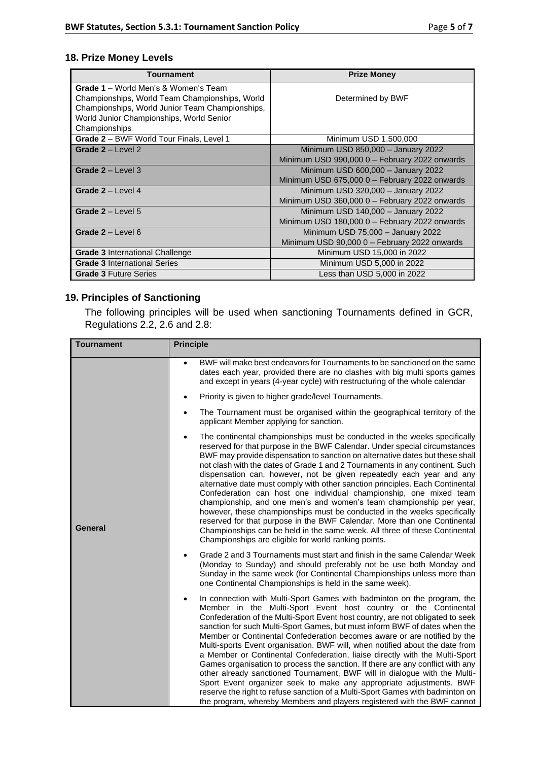## 18. Prize Money Levels

| Tournament | Prize Money |
|---|---|
| **Grade 1** – World Men's & Women's Team Championships, World Team Championships, World Championships, World Junior Team Championships, World Junior Championships, World Senior Championships | Determined by BWF |
| **Grade 2** – BWF World Tour Finals, Level 1 | Minimum USD 1.500,000 |
| **Grade 2** – Level 2 | Minimum USD 850,000 – January 2022<br>Minimum USD 990,000 0 – February 2022 onwards |
| **Grade 2** – Level 3 | Minimum USD 600,000 – January 2022<br>Minimum USD 675,000 0 – February 2022 onwards |
| **Grade 2** – Level 4 | Minimum USD 320,000 – January 2022<br>Minimum USD 360,000 0 – February 2022 onwards |
| **Grade 2** – Level 5 | Minimum USD 140,000 – January 2022<br>Minimum USD 180,000 0 – February 2022 onwards |
| **Grade 2** – Level 6 | Minimum USD 75,000 – January 2022<br>Minimum USD 90,000 0 – February 2022 onwards |
| **Grade 3** International Challenge | Minimum USD 15,000 in 2022 |
| **Grade 3** International Series | Minimum USD 5,000 in 2022 |
| **Grade 3** Future Series | Less than USD 5,000 in 2022 |

## 19. Principles of Sanctioning

The following principles will be used when sanctioning Tournaments defined in GCR, Regulations 2.2, 2.6 and 2.8:

| Tournament | Principle |
|---|---|
| **General** | • BWF will make best endeavors for Tournaments to be sanctioned on the same dates each year, provided there are no clashes with big multi sports games and except in years (4-year cycle) with restructuring of the whole calendar<br>• Priority is given to higher grade/level Tournaments.<br>• The Tournament must be organised within the geographical territory of the applicant Member applying for sanction.<br>• The continental championships must be conducted in the weeks specifically reserved for that purpose in the BWF Calendar. Under special circumstances BWF may provide dispensation to sanction on alternative dates but these shall not clash with the dates of Grade 1 and 2 Tournaments in any continent. Such dispensation can, however, not be given repeatedly each year and any alternative date must comply with other sanction principles. Each Continental Confederation can host one individual championship, one mixed team championship, and one men's and women's team championship per year, however, these championships must be conducted in the weeks specifically reserved for that purpose in the BWF Calendar. More than one Continental Championships can be held in the same week. All three of these Continental Championships are eligible for world ranking points.<br>• Grade 2 and 3 Tournaments must start and finish in the same Calendar Week (Monday to Sunday) and should preferably not be use both Monday and Sunday in the same week (for Continental Championships unless more than one Continental Championships is held in the same week).<br>• In connection with Multi-Sport Games with badminton on the program, the Member in the Multi-Sport Event host country or the Continental Confederation of the Multi-Sport Event host country, are not obligated to seek sanction for such Multi-Sport Games, but must inform BWF of dates when the Member or Continental Confederation becomes aware or are notified by the Multi-sports Event organisation. BWF will, when notified about the date from a Member or Continental Confederation, liaise directly with the Multi-Sport Games organisation to process the sanction. If there are any conflict with any other already sanctioned Tournament, BWF will in dialogue with the Multi-Sport Event organizer seek to make any appropriate adjustments. BWF reserve the right to refuse sanction of a Multi-Sport Games with badminton on the program, whereby Members and players registered with the BWF cannot |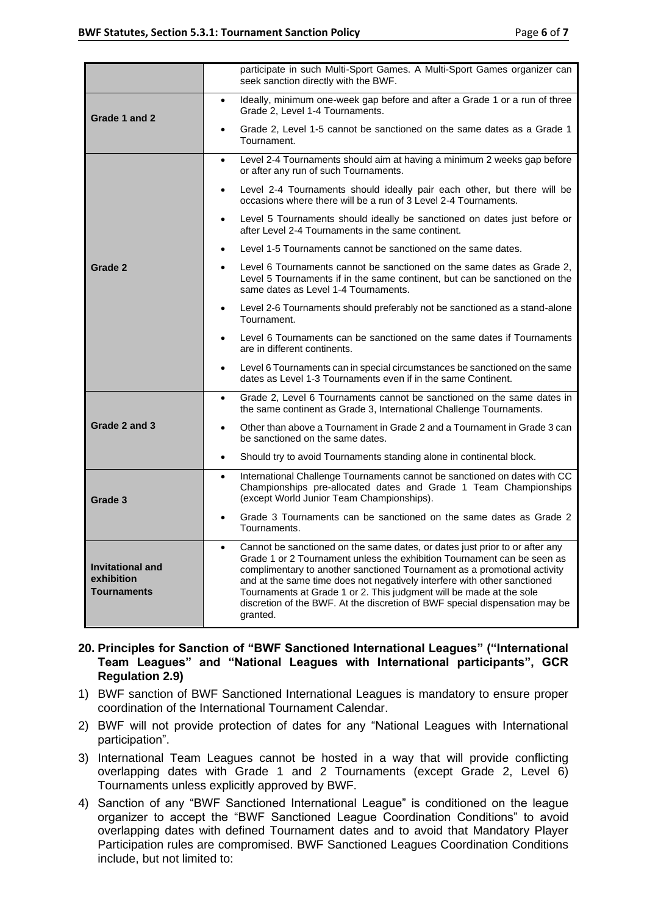| | |
|---|---|
| | participate in such Multi-Sport Games. A Multi-Sport Games organizer can seek sanction directly with the BWF. |
| **Grade 1 and 2** | • Ideally, minimum one-week gap before and after a Grade 1 or a run of three Grade 2, Level 1-4 Tournaments.<br>• Grade 2, Level 1-5 cannot be sanctioned on the same dates as a Grade 1 Tournament. |
| **Grade 2** | • Level 2-4 Tournaments should aim at having a minimum 2 weeks gap before or after any run of such Tournaments.<br>• Level 2-4 Tournaments should ideally pair each other, but there will be occasions where there will be a run of 3 Level 2-4 Tournaments.<br>• Level 5 Tournaments should ideally be sanctioned on dates just before or after Level 2-4 Tournaments in the same continent.<br>• Level 1-5 Tournaments cannot be sanctioned on the same dates.<br>• Level 6 Tournaments cannot be sanctioned on the same dates as Grade 2, Level 5 Tournaments if in the same continent, but can be sanctioned on the same dates as Level 1-4 Tournaments.<br>• Level 2-6 Tournaments should preferably not be sanctioned as a stand-alone Tournament.<br>• Level 6 Tournaments can be sanctioned on the same dates if Tournaments are in different continents.<br>• Level 6 Tournaments can in special circumstances be sanctioned on the same dates as Level 1-3 Tournaments even if in the same Continent. |
| **Grade 2 and 3** | • Grade 2, Level 6 Tournaments cannot be sanctioned on the same dates in the same continent as Grade 3, International Challenge Tournaments.<br>• Other than above a Tournament in Grade 2 and a Tournament in Grade 3 can be sanctioned on the same dates.<br>• Should try to avoid Tournaments standing alone in continental block. |
| **Grade 3** | • International Challenge Tournaments cannot be sanctioned on dates with CC Championships pre-allocated dates and Grade 1 Team Championships (except World Junior Team Championships).<br>• Grade 3 Tournaments can be sanctioned on the same dates as Grade 2 Tournaments. |
| **Invitational and exhibition Tournaments** | • Cannot be sanctioned on the same dates, or dates just prior to or after any Grade 1 or 2 Tournament unless the exhibition Tournament can be seen as complimentary to another sanctioned Tournament as a promotional activity and at the same time does not negatively interfere with other sanctioned Tournaments at Grade 1 or 2. This judgment will be made at the sole discretion of the BWF. At the discretion of BWF special dispensation may be granted. |

**20. Principles for Sanction of "BWF Sanctioned International Leagues" ("International Team Leagues" and "National Leagues with International participants", GCR Regulation 2.9)**

1) BWF sanction of BWF Sanctioned International Leagues is mandatory to ensure proper coordination of the International Tournament Calendar.
2) BWF will not provide protection of dates for any "National Leagues with International participation".
3) International Team Leagues cannot be hosted in a way that will provide conflicting overlapping dates with Grade 1 and 2 Tournaments (except Grade 2, Level 6) Tournaments unless explicitly approved by BWF.
4) Sanction of any "BWF Sanctioned International League" is conditioned on the league organizer to accept the "BWF Sanctioned League Coordination Conditions" to avoid overlapping dates with defined Tournament dates and to avoid that Mandatory Player Participation rules are compromised. BWF Sanctioned Leagues Coordination Conditions include, but not limited to: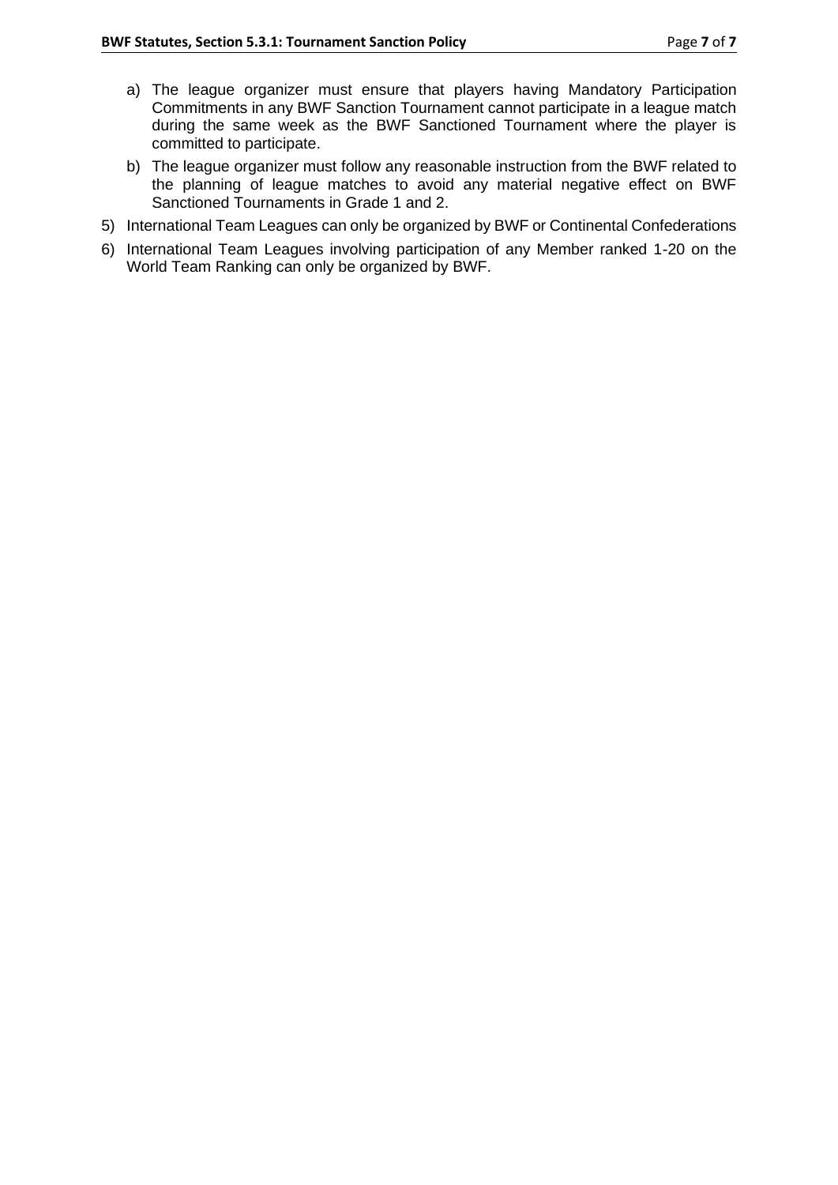a) The league organizer must ensure that players having Mandatory Participation Commitments in any BWF Sanction Tournament cannot participate in a league match during the same week as the BWF Sanctioned Tournament where the player is committed to participate.

b) The league organizer must follow any reasonable instruction from the BWF related to the planning of league matches to avoid any material negative effect on BWF Sanctioned Tournaments in Grade 1 and 2.

5) International Team Leagues can only be organized by BWF or Continental Confederations

6) International Team Leagues involving participation of any Member ranked 1-20 on the World Team Ranking can only be organized by BWF.